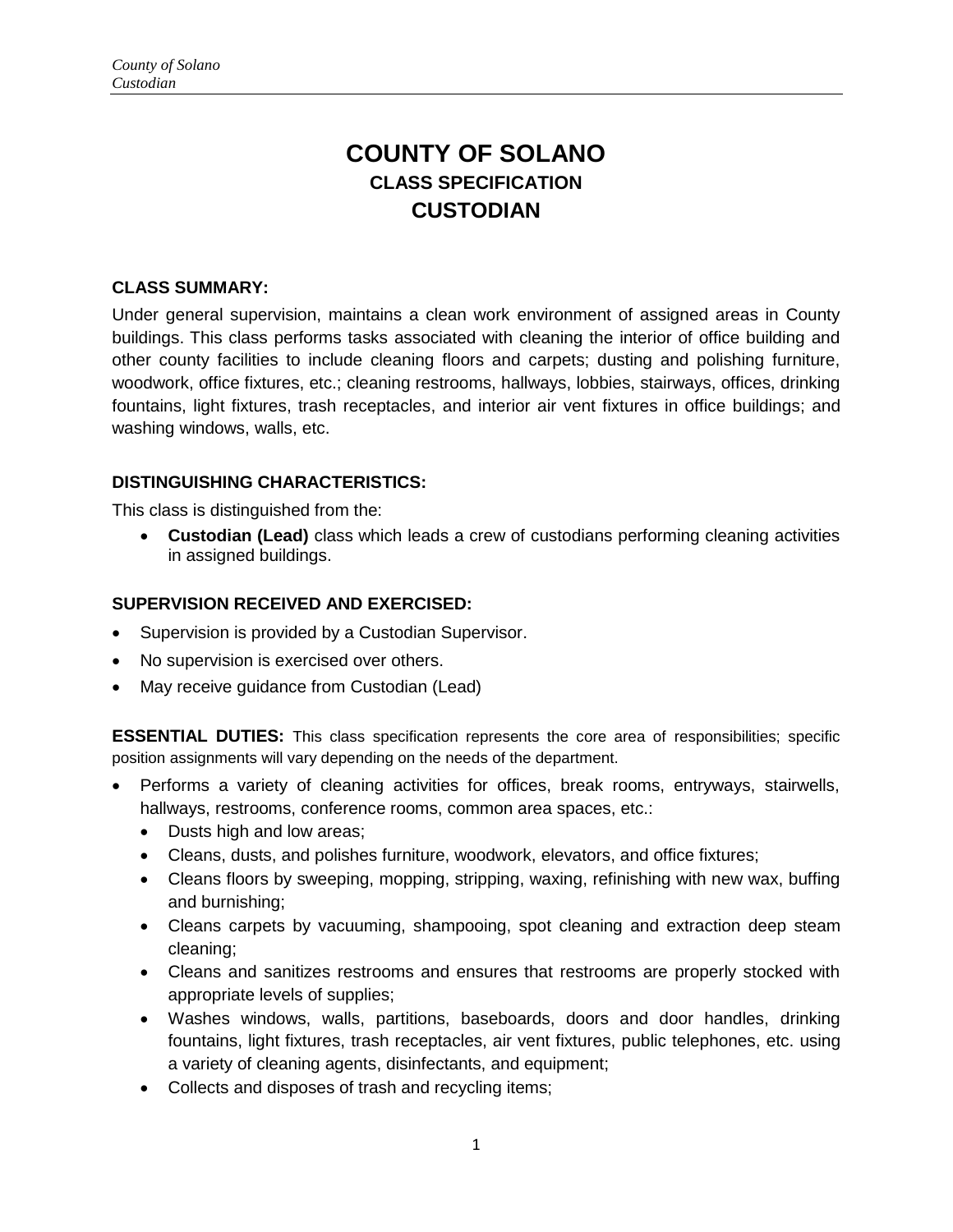# COUNTY OF SOLANO
## CLASS SPECIFICATION
## CUSTODIAN

**CLASS SUMMARY:**

Under general supervision, maintains a clean work environment of assigned areas in County buildings. This class performs tasks associated with cleaning the interior of office building and other county facilities to include cleaning floors and carpets; dusting and polishing furniture, woodwork, office fixtures, etc.; cleaning restrooms, hallways, lobbies, stairways, offices, drinking fountains, light fixtures, trash receptacles, and interior air vent fixtures in office buildings; and washing windows, walls, etc.

**DISTINGUISHING CHARACTERISTICS:**

This class is distinguished from the:

- **Custodian (Lead)** class which leads a crew of custodians performing cleaning activities in assigned buildings.

**SUPERVISION RECEIVED AND EXERCISED:**

- Supervision is provided by a Custodian Supervisor.
- No supervision is exercised over others.
- May receive guidance from Custodian (Lead)

**ESSENTIAL DUTIES:** This class specification represents the core area of responsibilities; specific position assignments will vary depending on the needs of the department.

- Performs a variety of cleaning activities for offices, break rooms, entryways, stairwells, hallways, restrooms, conference rooms, common area spaces, etc.:
  - Dusts high and low areas;
  - Cleans, dusts, and polishes furniture, woodwork, elevators, and office fixtures;
  - Cleans floors by sweeping, mopping, stripping, waxing, refinishing with new wax, buffing and burnishing;
  - Cleans carpets by vacuuming, shampooing, spot cleaning and extraction deep steam cleaning;
  - Cleans and sanitizes restrooms and ensures that restrooms are properly stocked with appropriate levels of supplies;
  - Washes windows, walls, partitions, baseboards, doors and door handles, drinking fountains, light fixtures, trash receptacles, air vent fixtures, public telephones, etc. using a variety of cleaning agents, disinfectants, and equipment;
  - Collects and disposes of trash and recycling items;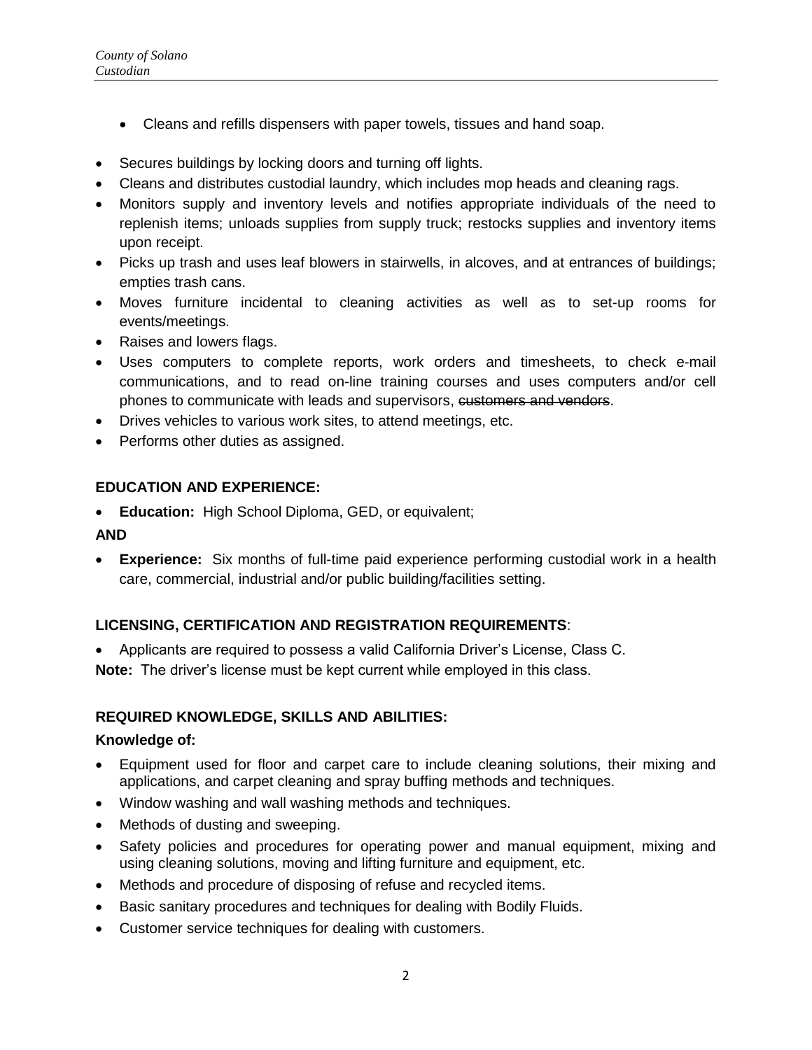- Cleans and refills dispensers with paper towels, tissues and hand soap.
- Secures buildings by locking doors and turning off lights.
- Cleans and distributes custodial laundry, which includes mop heads and cleaning rags.
- Monitors supply and inventory levels and notifies appropriate individuals of the need to replenish items; unloads supplies from supply truck; restocks supplies and inventory items upon receipt.
- Picks up trash and uses leaf blowers in stairwells, in alcoves, and at entrances of buildings; empties trash cans.
- Moves furniture incidental to cleaning activities as well as to set-up rooms for events/meetings.
- Raises and lowers flags.
- Uses computers to complete reports, work orders and timesheets, to check e-mail communications, and to read on-line training courses and uses computers and/or cell phones to communicate with leads and supervisors, ~~customers and vendors~~.
- Drives vehicles to various work sites, to attend meetings, etc.
- Performs other duties as assigned.

**EDUCATION AND EXPERIENCE:**

- **Education:** High School Diploma, GED, or equivalent;

**AND**

- **Experience:** Six months of full-time paid experience performing custodial work in a health care, commercial, industrial and/or public building/facilities setting.

**LICENSING, CERTIFICATION AND REGISTRATION REQUIREMENTS**:

- Applicants are required to possess a valid California Driver's License, Class C.

**Note:** The driver's license must be kept current while employed in this class.

**REQUIRED KNOWLEDGE, SKILLS AND ABILITIES:**

**Knowledge of:**

- Equipment used for floor and carpet care to include cleaning solutions, their mixing and applications, and carpet cleaning and spray buffing methods and techniques.
- Window washing and wall washing methods and techniques.
- Methods of dusting and sweeping.
- Safety policies and procedures for operating power and manual equipment, mixing and using cleaning solutions, moving and lifting furniture and equipment, etc.
- Methods and procedure of disposing of refuse and recycled items.
- Basic sanitary procedures and techniques for dealing with Bodily Fluids.
- Customer service techniques for dealing with customers.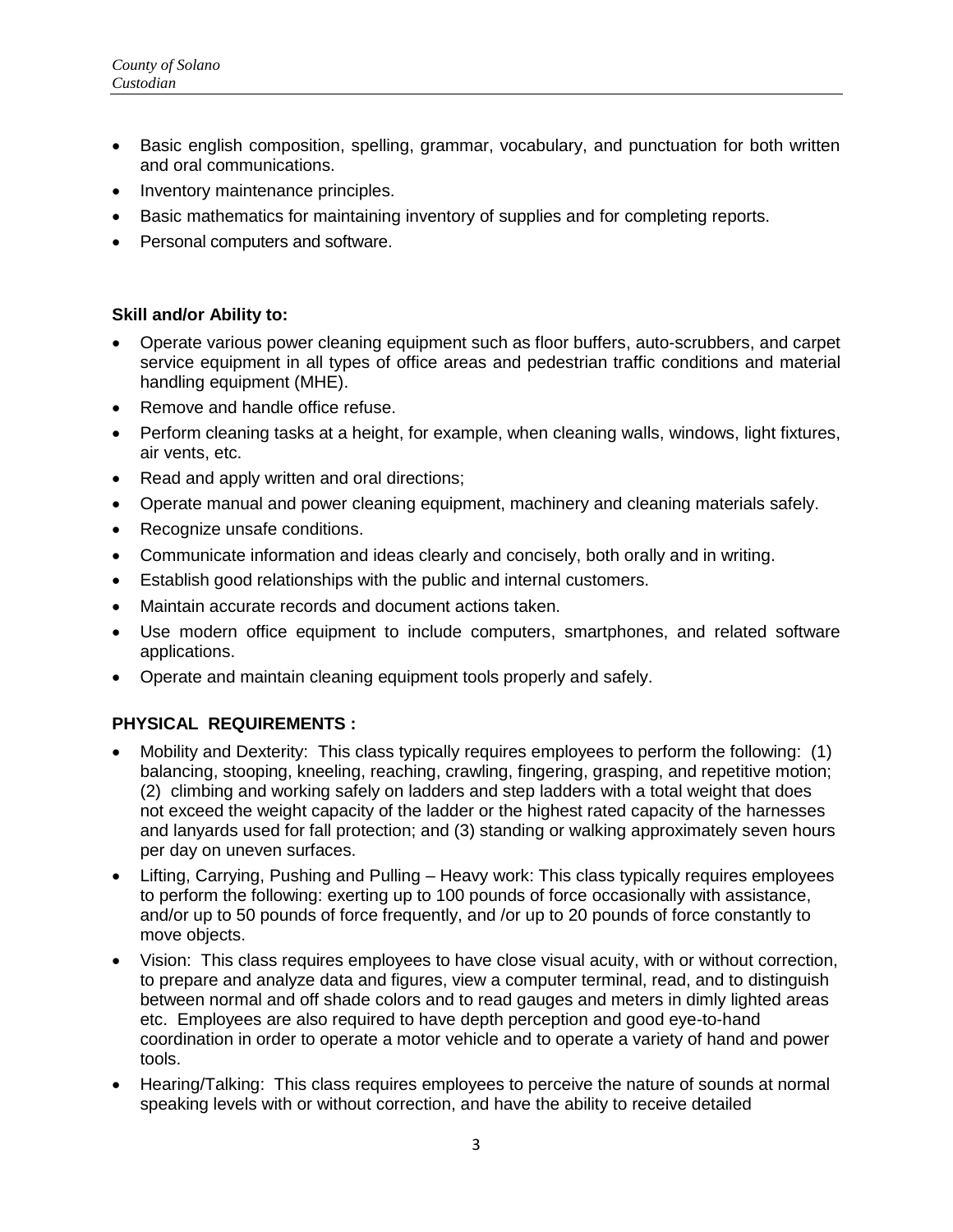- Basic english composition, spelling, grammar, vocabulary, and punctuation for both written and oral communications.
- Inventory maintenance principles.
- Basic mathematics for maintaining inventory of supplies and for completing reports.
- Personal computers and software.

**Skill and/or Ability to:**

- Operate various power cleaning equipment such as floor buffers, auto-scrubbers, and carpet service equipment in all types of office areas and pedestrian traffic conditions and material handling equipment (MHE).
- Remove and handle office refuse.
- Perform cleaning tasks at a height, for example, when cleaning walls, windows, light fixtures, air vents, etc.
- Read and apply written and oral directions;
- Operate manual and power cleaning equipment, machinery and cleaning materials safely.
- Recognize unsafe conditions.
- Communicate information and ideas clearly and concisely, both orally and in writing.
- Establish good relationships with the public and internal customers.
- Maintain accurate records and document actions taken.
- Use modern office equipment to include computers, smartphones, and related software applications.
- Operate and maintain cleaning equipment tools properly and safely.

**PHYSICAL REQUIREMENTS :**

- Mobility and Dexterity: This class typically requires employees to perform the following: (1) balancing, stooping, kneeling, reaching, crawling, fingering, grasping, and repetitive motion; (2) climbing and working safely on ladders and step ladders with a total weight that does not exceed the weight capacity of the ladder or the highest rated capacity of the harnesses and lanyards used for fall protection; and (3) standing or walking approximately seven hours per day on uneven surfaces.
- Lifting, Carrying, Pushing and Pulling – Heavy work: This class typically requires employees to perform the following: exerting up to 100 pounds of force occasionally with assistance, and/or up to 50 pounds of force frequently, and /or up to 20 pounds of force constantly to move objects.
- Vision: This class requires employees to have close visual acuity, with or without correction, to prepare and analyze data and figures, view a computer terminal, read, and to distinguish between normal and off shade colors and to read gauges and meters in dimly lighted areas etc. Employees are also required to have depth perception and good eye-to-hand coordination in order to operate a motor vehicle and to operate a variety of hand and power tools.
- Hearing/Talking: This class requires employees to perceive the nature of sounds at normal speaking levels with or without correction, and have the ability to receive detailed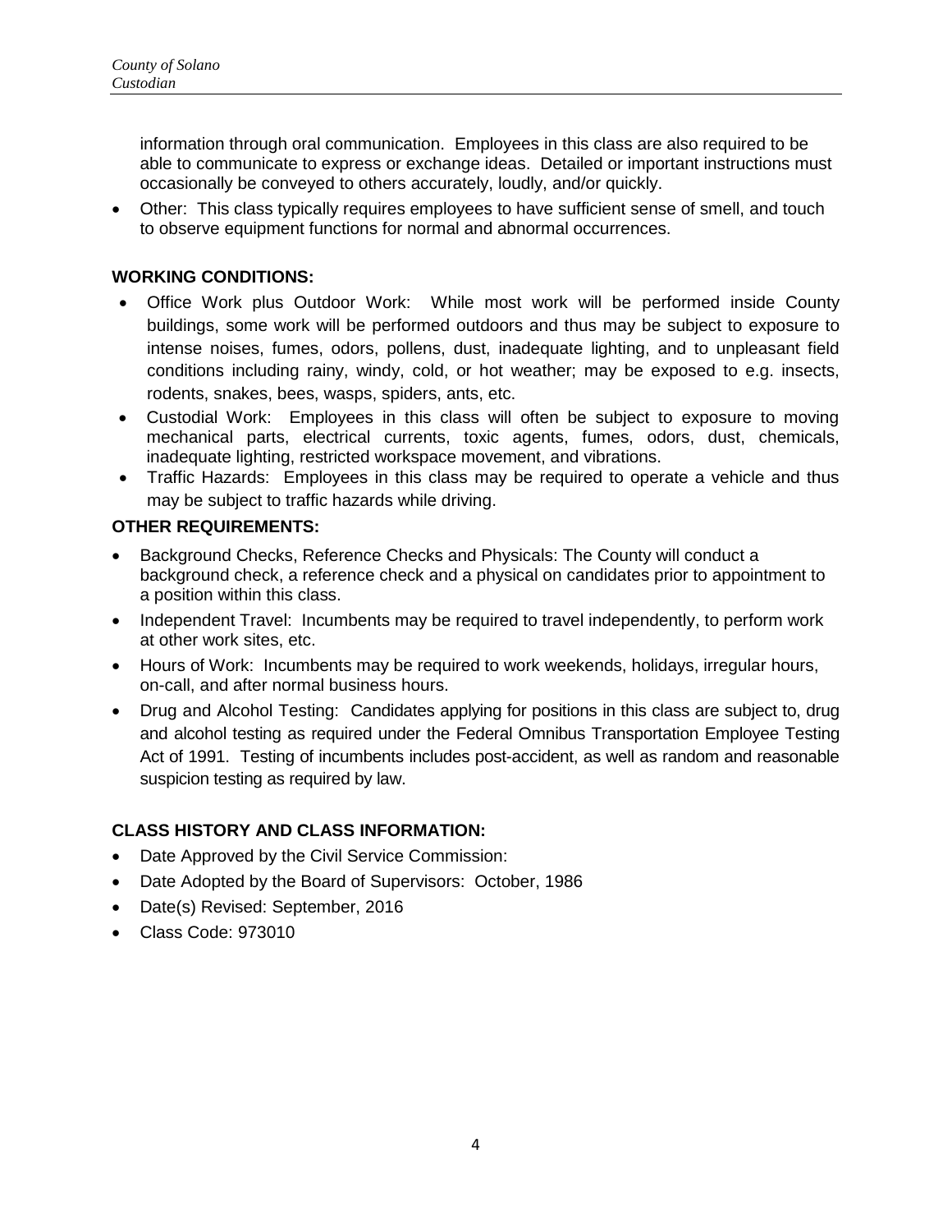information through oral communication. Employees in this class are also required to be able to communicate to express or exchange ideas. Detailed or important instructions must occasionally be conveyed to others accurately, loudly, and/or quickly.

- Other: This class typically requires employees to have sufficient sense of smell, and touch to observe equipment functions for normal and abnormal occurrences.

**WORKING CONDITIONS:**

- Office Work plus Outdoor Work: While most work will be performed inside County buildings, some work will be performed outdoors and thus may be subject to exposure to intense noises, fumes, odors, pollens, dust, inadequate lighting, and to unpleasant field conditions including rainy, windy, cold, or hot weather; may be exposed to e.g. insects, rodents, snakes, bees, wasps, spiders, ants, etc.
- Custodial Work: Employees in this class will often be subject to exposure to moving mechanical parts, electrical currents, toxic agents, fumes, odors, dust, chemicals, inadequate lighting, restricted workspace movement, and vibrations.
- Traffic Hazards: Employees in this class may be required to operate a vehicle and thus may be subject to traffic hazards while driving.

**OTHER REQUIREMENTS:**

- Background Checks, Reference Checks and Physicals: The County will conduct a background check, a reference check and a physical on candidates prior to appointment to a position within this class.
- Independent Travel: Incumbents may be required to travel independently, to perform work at other work sites, etc.
- Hours of Work: Incumbents may be required to work weekends, holidays, irregular hours, on-call, and after normal business hours.
- Drug and Alcohol Testing: Candidates applying for positions in this class are subject to, drug and alcohol testing as required under the Federal Omnibus Transportation Employee Testing Act of 1991. Testing of incumbents includes post-accident, as well as random and reasonable suspicion testing as required by law.

**CLASS HISTORY AND CLASS INFORMATION:**

- Date Approved by the Civil Service Commission:
- Date Adopted by the Board of Supervisors: October, 1986
- Date(s) Revised: September, 2016
- Class Code: 973010